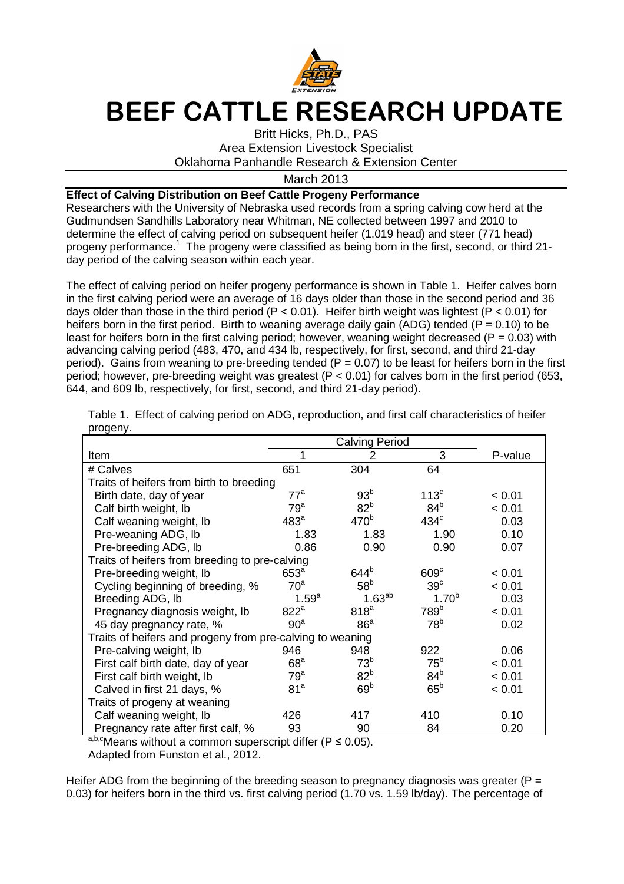# BEEF CATTLE RESEARCH UPDATE

Britt Hicks, Ph.D., PAS
Area Extension Livestock Specialist
Oklahoma Panhandle Research & Extension Center

March 2013

**Effect of Calving Distribution on Beef Cattle Progeny Performance**

Researchers with the University of Nebraska used records from a spring calving cow herd at the Gudmundsen Sandhills Laboratory near Whitman, NE collected between 1997 and 2010 to determine the effect of calving period on subsequent heifer (1,019 head) and steer (771 head) progeny performance.[1] The progeny were classified as being born in the first, second, or third 21-day period of the calving season within each year.

The effect of calving period on heifer progeny performance is shown in Table 1. Heifer calves born in the first calving period were an average of 16 days older than those in the second period and 36 days older than those in the third period ($P < 0.01$). Heifer birth weight was lightest ($P < 0.01$) for heifers born in the first period. Birth to weaning average daily gain (ADG) tended ($P = 0.10$) to be least for heifers born in the first calving period; however, weaning weight decreased ($P = 0.03$) with advancing calving period (483, 470, and 434 lb, respectively, for first, second, and third 21-day period). Gains from weaning to pre-breeding tended ($P = 0.07$) to be least for heifers born in the first period; however, pre-breeding weight was greatest ($P < 0.01$) for calves born in the first period (653, 644, and 609 lb, respectively, for first, second, and third 21-day period).

Table 1. Effect of calving period on ADG, reproduction, and first calf characteristics of heifer progeny.

| | Calving Period | | | |
|---|---|---|---|---|
| Item | 1 | 2 | 3 | P-value |
| # Calves | 651 | 304 | 64 | |
| Traits of heifers from birth to breeding | | | | |
| Birth date, day of year | $77^a$ | $93^b$ | $113^c$ | < 0.01 |
| Calf birth weight, lb | $79^a$ | $82^b$ | $84^b$ | < 0.01 |
| Calf weaning weight, lb | $483^a$ | $470^b$ | $434^c$ | 0.03 |
| Pre-weaning ADG, lb | 1.83 | 1.83 | 1.90 | 0.10 |
| Pre-breeding ADG, lb | 0.86 | 0.90 | 0.90 | 0.07 |
| Traits of heifers from breeding to pre-calving | | | | |
| Pre-breeding weight, lb | $653^a$ | $644^b$ | $609^c$ | < 0.01 |
| Cycling beginning of breeding, % | $70^a$ | $58^b$ | $39^c$ | < 0.01 |
| Breeding ADG, lb | $1.59^a$ | $1.63^{ab}$ | $1.70^b$ | 0.03 |
| Pregnancy diagnosis weight, lb | $822^a$ | $818^a$ | $789^b$ | < 0.01 |
| 45 day pregnancy rate, % | $90^a$ | $86^a$ | $78^b$ | 0.02 |
| Traits of heifers and progeny from pre-calving to weaning | | | | |
| Pre-calving weight, lb | 946 | 948 | 922 | 0.06 |
| First calf birth date, day of year | $68^a$ | $73^b$ | $75^b$ | < 0.01 |
| First calf birth weight, lb | $79^a$ | $82^b$ | $84^b$ | < 0.01 |
| Calved in first 21 days, % | $81^a$ | $69^b$ | $65^b$ | < 0.01 |
| Traits of progeny at weaning | | | | |
| Calf weaning weight, lb | 426 | 417 | 410 | 0.10 |
| Pregnancy rate after first calf, % | 93 | 90 | 84 | 0.20 |

[a,b,c]Means without a common superscript differ ($P \leq 0.05$).
Adapted from Funston et al., 2012.

Heifer ADG from the beginning of the breeding season to pregnancy diagnosis was greater ($P = 0.03$) for heifers born in the third vs. first calving period (1.70 vs. 1.59 lb/day). The percentage of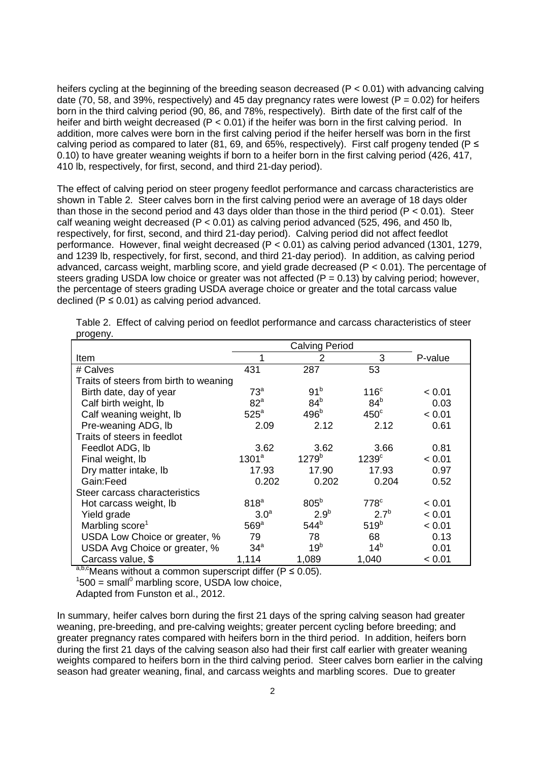heifers cycling at the beginning of the breeding season decreased ($P < 0.01$) with advancing calving date (70, 58, and 39%, respectively) and 45 day pregnancy rates were lowest ($P = 0.02$) for heifers born in the third calving period (90, 86, and 78%, respectively). Birth date of the first calf of the heifer and birth weight decreased ($P < 0.01$) if the heifer was born in the first calving period. In addition, more calves were born in the first calving period if the heifer herself was born in the first calving period as compared to later (81, 69, and 65%, respectively). First calf progeny tended ($P \leq 0.10$) to have greater weaning weights if born to a heifer born in the first calving period (426, 417, 410 lb, respectively, for first, second, and third 21-day period).

The effect of calving period on steer progeny feedlot performance and carcass characteristics are shown in Table 2. Steer calves born in the first calving period were an average of 18 days older than those in the second period and 43 days older than those in the third period ($P < 0.01$). Steer calf weaning weight decreased ($P < 0.01$) as calving period advanced (525, 496, and 450 lb, respectively, for first, second, and third 21-day period). Calving period did not affect feedlot performance. However, final weight decreased ($P < 0.01$) as calving period advanced (1301, 1279, and 1239 lb, respectively, for first, second, and third 21-day period). In addition, as calving period advanced, carcass weight, marbling score, and yield grade decreased ($P < 0.01$). The percentage of steers grading USDA low choice or greater was not affected ($P = 0.13$) by calving period; however, the percentage of steers grading USDA average choice or greater and the total carcass value declined ($P \leq 0.01$) as calving period advanced.

Table 2. Effect of calving period on feedlot performance and carcass characteristics of steer progeny.

| | Calving Period | | | |
|---|---|---|---|---|
| Item | 1 | 2 | 3 | P-value |
| # Calves | 431 | 287 | 53 | |
| Traits of steers from birth to weaning | | | | |
| Birth date, day of year | $73^a$ | $91^b$ | $116^c$ | < 0.01 |
| Calf birth weight, lb | $82^a$ | $84^b$ | $84^b$ | 0.03 |
| Calf weaning weight, lb | $525^a$ | $496^b$ | $450^c$ | < 0.01 |
| Pre-weaning ADG, lb | 2.09 | 2.12 | 2.12 | 0.61 |
| Traits of steers in feedlot | | | | |
| Feedlot ADG, lb | 3.62 | 3.62 | 3.66 | 0.81 |
| Final weight, lb | $1301^a$ | $1279^b$ | $1239^c$ | < 0.01 |
| Dry matter intake, lb | 17.93 | 17.90 | 17.93 | 0.97 |
| Gain:Feed | 0.202 | 0.202 | 0.204 | 0.52 |
| Steer carcass characteristics | | | | |
| Hot carcass weight, lb | $818^a$ | $805^b$ | $778^c$ | < 0.01 |
| Yield grade | $3.0^a$ | $2.9^b$ | $2.7^b$ | < 0.01 |
| Marbling score[1] | $569^a$ | $544^b$ | $519^b$ | < 0.01 |
| USDA Low Choice or greater, % | 79 | 78 | 68 | 0.13 |
| USDA Avg Choice or greater, % | $34^a$ | $19^b$ | $14^b$ | 0.01 |
| Carcass value, $ | 1,114 | 1,089 | 1,040 | < 0.01 |

[a,b,c]Means without a common superscript differ ($P \leq 0.05$).
[1]500 = small$^0$ marbling score, USDA low choice,
Adapted from Funston et al., 2012.

In summary, heifer calves born during the first 21 days of the spring calving season had greater weaning, pre-breeding, and pre-calving weights; greater percent cycling before breeding; and greater pregnancy rates compared with heifers born in the third period. In addition, heifers born during the first 21 days of the calving season also had their first calf earlier with greater weaning weights compared to heifers born in the third calving period. Steer calves born earlier in the calving season had greater weaning, final, and carcass weights and marbling scores. Due to greater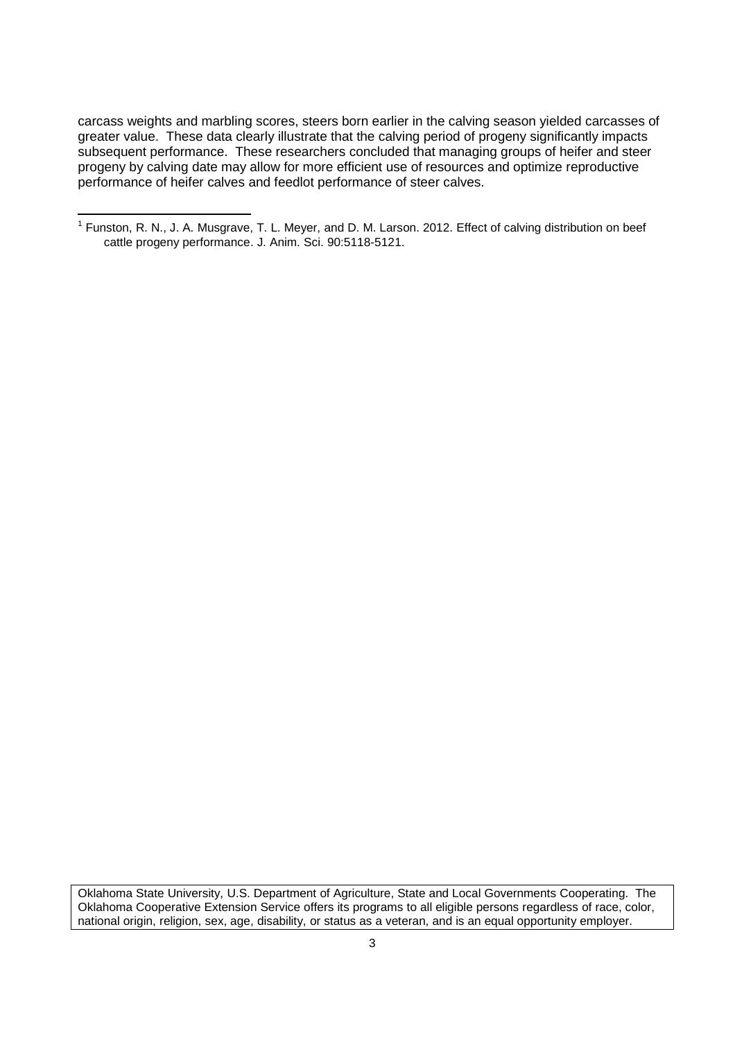carcass weights and marbling scores, steers born earlier in the calving season yielded carcasses of greater value. These data clearly illustrate that the calving period of progeny significantly impacts subsequent performance. These researchers concluded that managing groups of heifer and steer progeny by calving date may allow for more efficient use of resources and optimize reproductive performance of heifer calves and feedlot performance of steer calves.

---

[1] Funston, R. N., J. A. Musgrave, T. L. Meyer, and D. M. Larson. 2012. Effect of calving distribution on beef cattle progeny performance. J. Anim. Sci. 90:5118-5121.

Oklahoma State University, U.S. Department of Agriculture, State and Local Governments Cooperating. The Oklahoma Cooperative Extension Service offers its programs to all eligible persons regardless of race, color, national origin, religion, sex, age, disability, or status as a veteran, and is an equal opportunity employer.